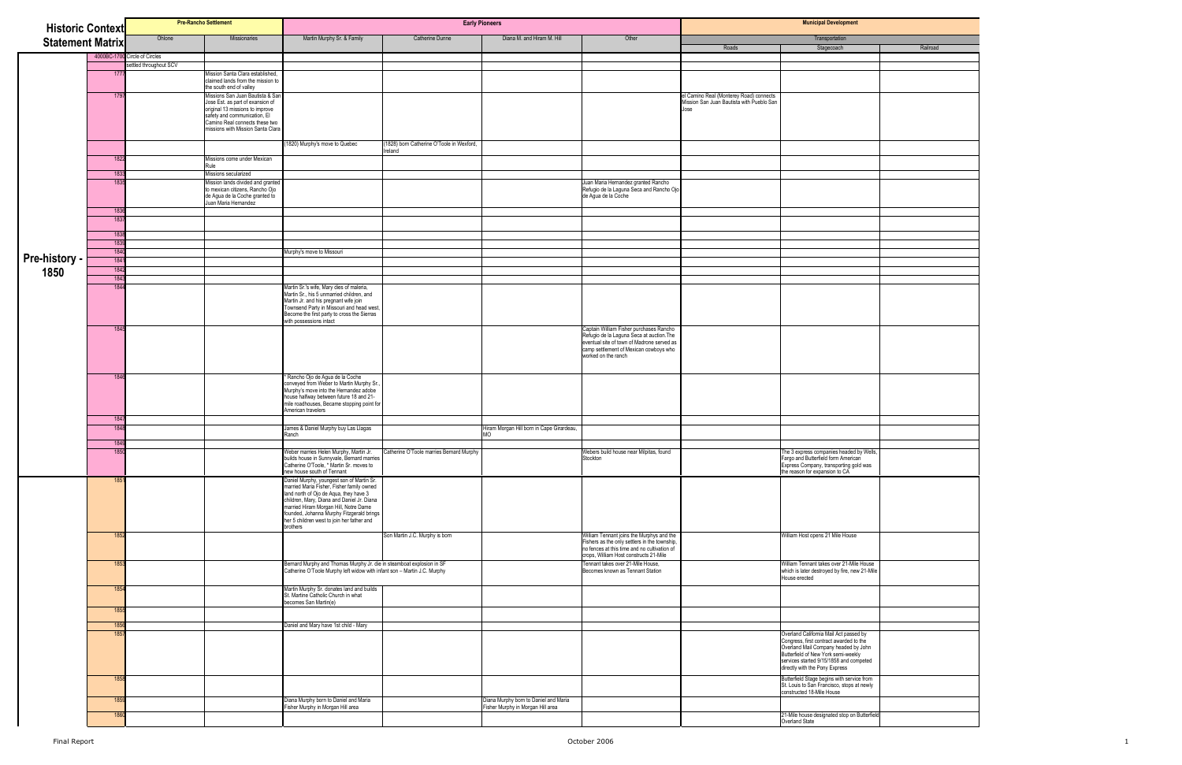# Historic Context Statement Matrix

| Period | Year | Pre-Rancho Settlement: Ohlone | Pre-Rancho Settlement: Missionaries | Early Pioneers: Martin Murphy Sr. & Family | Early Pioneers: Catherine Dunne | Early Pioneers: Diana M. and Hiram M. Hill | Early Pioneers: Other | Municipal Development: Transportation: Roads | Municipal Development: Transportation: Stagecoach | Municipal Development: Transportation: Railroad |
|---|---|---|---|---|---|---|---|---|---|---|
| Pre-history - 1850 | 4000BC-1700 | Circle of Circles | | | | | | | | |
| | | settled throughout SCV | | | | | | | | |
| | 1777 | | Mission Santa Clara established, claimed lands from the mission to the south end of valley | | | | | | | |
| | 1797 | | Missions San Juan Bautista & San Jose Est. as part of expansion of original 13 missions to improve safety and communication, El Camino Real connects these two missions with Mission Santa Clara | | | | | el Camino Real (Monterey Road) connects Mission San Juan Bautista with Pueblo San Jose | | |
| | | | | (1820) Murphy's move to Quebec | (1828) born Catherine O'Toole in Wexford, Ireland | | | | | |
| | 1822 | | Missions come under Mexican Rule | | | | | | | |
| | 1833 | | Missions secularized | | | | | | | |
| | 1835 | | Mission lands divided and granted to mexican citizens, Rancho Ojo de Agua de la Coche granted to Juan Maria Hernandez | | | | Juan Maria Hernandez granted Rancho Refugio de la Laguna Seca and Rancho Ojo de Agua de la Coche | | | |
| | 1836 | | | | | | | | | |
| | 1837 | | | | | | | | | |
| | 1838 | | | | | | | | | |
| | 1839 | | | | | | | | | |
| | 1840 | | | Murphy's move to Missouri | | | | | | |
| | 1841 | | | | | | | | | |
| | 1842 | | | | | | | | | |
| | 1843 | | | | | | | | | |
| | 1844 | | | Martin Sr.'s wife, Mary dies of maleria, Martin Sr., his 5 unmarried children, and Martin Jr. and his pregnant wife join Townsend Party in Missouri and head west, Become the first party to cross the Sierras with possessions intact | | | | | | |
| | 1845 | | | | | | Captain William Fisher purchases Rancho Refugio de la Laguna Seca at auction.The eventual site of town of Madrone served as camp settlement of Mexican cowboys who worked on the ranch | | | |
| | 1846 | | | * Rancho Ojo de Agua de la Coche conveyed from Weber to Martin Murphy Sr., Murphy's move into the Hernandez adobe house halfway between future 18 and 21-mile roadhouses, Became stopping point for American travelers | | | | | | |
| | 1847 | | | | | | | | | |
| | 1848 | | | James & Daniel Murphy buy Las Llagas Ranch | | Hiram Morgan Hill born in Cape Girardeau, MO | | | | |
| | 1849 | | | | | | | | | |
| | 1850 | | | Weber marries Helen Murphy, Martin Jr. builds house in Sunnyvale, Bernard marries Catherine O'Toole, * Martin Sr. moves to new house south of Tennant | Catherine O'Toole marries Bernard Murphy | | Webers build house near Milpitas, found Stockton | | The 3 express companies headed by Wells, Fargo and Butterfield form American Express Company, transporting gold was the reason for expansion to CA | |
| | 1851 | | | Daniel Murphy, youngest son of Martin Sr. married Maria Fisher, Fisher family owned land north of Ojo de Aqua, they have 3 children, Mary, Diana and Daniel Jr. Diana married Hiram Morgan Hill, Notre Dame founded, Johanna Murphy Fitzgerald brings her 5 children west to join her father and brothers | | | | | | |
| | 1852 | | | | Son Martin J.C. Murphy is born | | William Tennant joins the Murphys and the Fishers as the only settlers in the township, no fences at this time and no cultivation of crops, William Host constructs 21-Mile | | William Host opens 21 Mile House | |
| | 1853 | | | Bernard Murphy and Thomas Murphy Jr. die in steamboat explosion in SF Catherine O'Toole Murphy left widow with infant son -- Martin J.C. Murphy | | | Tennant takes over 21-Mile House, Becomes known as Tennant Station | | William Tennant takes over 21-Mile House which is later destroyed by fire, new 21-Mile House erected | |
| | 1854 | | | Martin Murphy Sr. donates land and builds St. Martine Catholic Church in what becomes San Martin(e) | | | | | | |
| | 1855 | | | | | | | | | |
| | 1856 | | | Daniel and Mary have 1st child - Mary | | | | | | |
| | 1857 | | | | | | | | Overland California Mail Act passed by Congress, first contract awarded to the Overland Mail Company headed by John Butterfield of New York semi-weekly services started 9/15/1858 and competed directly with the Pony Express | |
| | 1858 | | | | | | | | Butterfield Stage begins with service from St. Louis to San Francisco, stops at newly constructed 18-Mile House | |
| | 1859 | | | Diana Murphy born to Daniel and Maria Fisher Murphy in Morgan Hill area | | Diana Murphy born to Daniel and Maria Fisher Murphy in Morgan Hill area | | | | |
| | 1860 | | | | | | | | 21-Mile house designated stop on Butterfield Overland State | |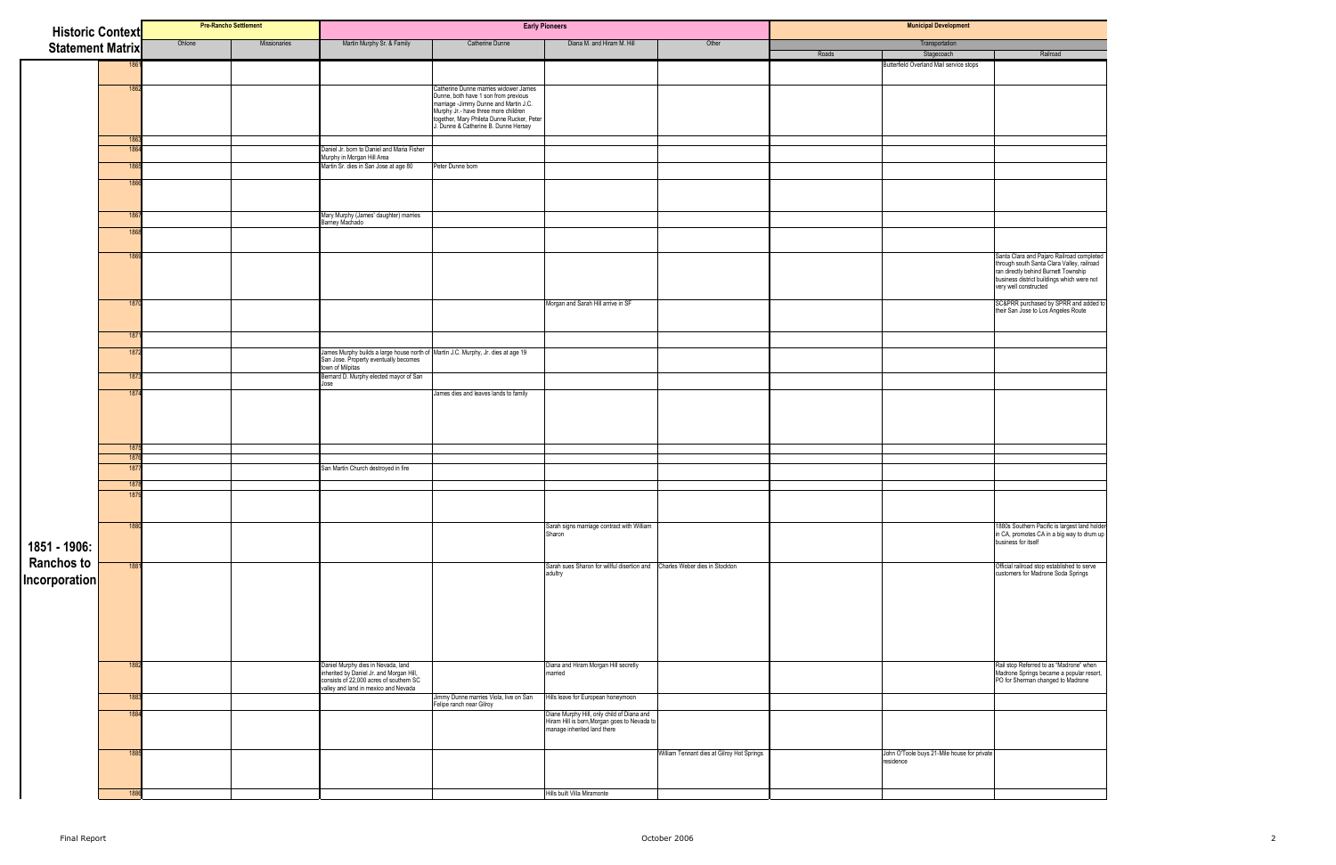| Historic Context Statement Matrix | | Pre-Rancho Settlement | | Early Pioneers | | | | Municipal Development | | |
|---|---|---|---|---|---|---|---|---|---|---|
| | | | | | | | | Transportation | | |
| | | Ohlone | Missionaries | Martin Murphy Sr. & Family | Catherine Dunne | Diana M. and Hiram M. Hill | Other | Roads | Stagecoach | Railroad |
| 1851 - 1906: Ranchos to Incorporation | 1861 | | | | | | | | Butterfield Overland Mail service stops | |
| | 1862 | | | | Catherine Dunne marries widower James Dunne, both have 1 son from previous marriage -Jimmy Dunne and Martin J.C. Murphy Jr.- have three more children together, Mary Phileta Dunne Rucker, Peter J. Dunne & Catherine B. Dunne Hersey | | | | | |
| | 1863 | | | | | | | | | |
| | 1864 | | | Daniel Jr. born to Daniel and Maria Fisher Murphy in Morgan Hill Area | | | | | | |
| | 1865 | | | Martin Sr. dies in San Jose at age 80 | Peter Dunne born | | | | | |
| | 1866 | | | | | | | | | |
| | 1867 | | | Mary Murphy (James' daughter) marries Barney Machado | | | | | | |
| | 1868 | | | | | | | | | |
| | 1869 | | | | | | | | | Santa Clara and Pajaro Railroad completed through south Santa Clara Valley, railroad ran directly behind Burnett Township business district buildings which were not very well constructed |
| | 1870 | | | | | Morgan and Sarah Hill arrive in SF | | | | SC&PRR purchased by SPRR and added to their San Jose to Los Angeles Route |
| | 1871 | | | | | | | | | |
| | 1872 | | | James Murphy builds a large house north of San Jose. Property eventually becomes town of Milpitas | Martin J.C. Murphy, Jr. dies at age 19 | | | | | |
| | 1873 | | | Bernard D. Murphy elected mayor of San Jose | | | | | | |
| | 1874 | | | | James dies and leaves lands to family | | | | | |
| | 1875 | | | | | | | | | |
| | 1876 | | | | | | | | | |
| | 1877 | | | San Martin Church destroyed in fire | | | | | | |
| | 1878 | | | | | | | | | |
| | 1879 | | | | | | | | | |
| | 1880 | | | | | Sarah signs marriage contract with William Sharon | | | | 1880s Southern Pacific is largest land holder in CA, promotes CA in a big way to drum up business for itself |
| | 1881 | | | | | Sarah sues Sharon for willful disertion and adultry | Charles Weber dies in Stockton | | | Official railroad stop established to serve customers for Madrone Soda Springs |
| | 1882 | | | Daniel Murphy dies in Nevada, land inherited by Daniel Jr. and Morgan Hill, consists of 22,000 acres of southern SC valley and land in mexico and Nevada | | Diana and Hiram Morgan Hill secretly married | | | | Rail stop Referred to as "Madrone" when Madrone Springs became a popular resort, PO for Sherman changed to Madrone |
| | 1883 | | | | Jimmy Dunne marries Viola, live on San Felipe ranch near Gilroy | Hills leave for European honeymoon | | | | |
| | 1884 | | | | | Diane Murphy Hill, only child of Diana and Hiram Hill is born,Morgan goes to Nevada to manage inherited land there | | | | |
| | 1885 | | | | | | William Tennant dies at Gilroy Hot Springs | | John O'Toole buys 21-Mile house for private residence | |
| | 1886 | | | | | Hills built Villa Miramonte | | | | |

Final Report

October 2006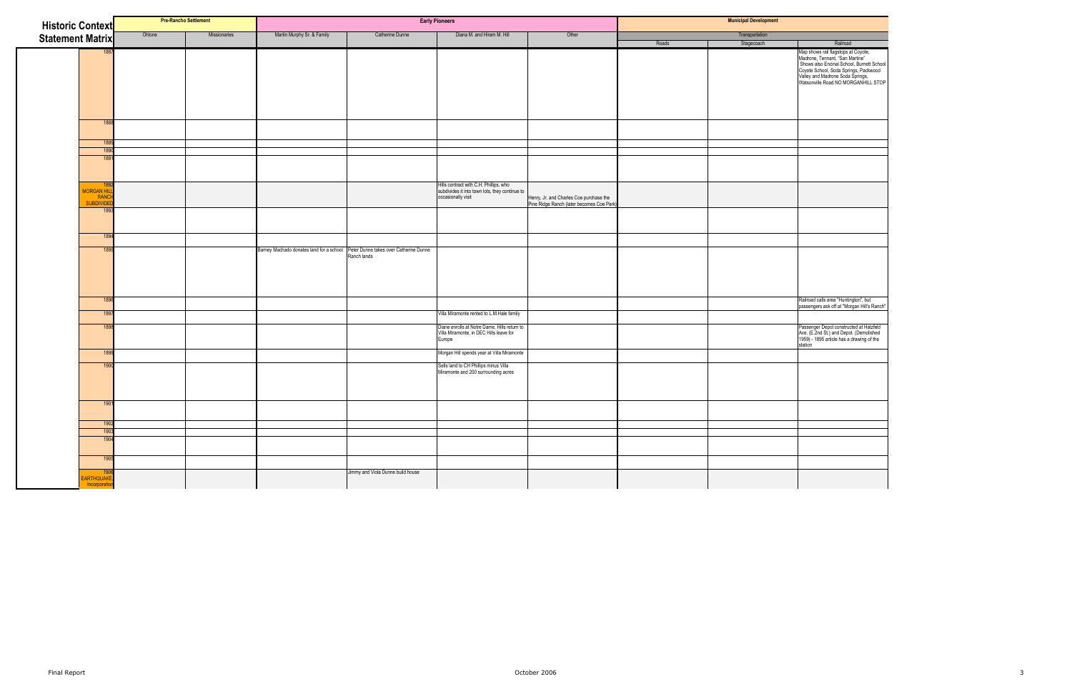# Historic Context Statement Matrix

| | Pre-Rancho Settlement | | Early Pioneers | | | | Municipal Development | | |
|---|---|---|---|---|---|---|---|---|---|
| | | | | | | | Transportation | | |
| | Ohlone | Missionaries | Martin Murphy Sr. & Family | Catherine Dunne | Diana M. and Hiram M. Hill | Other | Roads | Stagecoach | Railroad |
| 1887 | | | | | | | | | Map shows rail flagstops at Coyote, Madrone, Tennant, "San Martine" Shows also Encinal School, Burnett School Coyote School, Soda Springs, Packwood Valley and Madrone Soda Springs, Watsonville Road NO MORGANHILL STOP |
| 1888 | | | | | | | | | |
| 1889 | | | | | | | | | |
| 1890 | | | | | | | | | |
| 1891 | | | | | | | | | |
| 1892 MORGAN HILL RANCH SUBDIVIDED | | | | | Hills contract with C.H. Phillips, who subdivides it into town lots, they continue to occasionally visit | Henry, Jr. and Charles Coe purchase the Pine Ridge Ranch (later becomes Coe Park) | | | |
| 1893 | | | | | | | | | |
| 1894 | | | | | | | | | |
| 1895 | | | Barney Machado donates land for a school | Peter Dunne takes over Catherine Dunne Ranch lands | | | | | |
| 1896 | | | | | | | | | Railroad calls area "Huntington", but passengers ask off at "Morgan Hill's Ranch" |
| 1897 | | | | | Villa Miramonte rented to L.M.Hale family | | | | |
| 1898 | | | | | Diane enrolls at Notre Dame, Hills return to Villa Miramonte, in DEC Hills leave for Europe | | | | Passenger Depot constructed at Hatzfeld Ave. (E.2nd St.) and Depot. (Demolished 1959) - 1895 article has a drawing of the station |
| 1899 | | | | | Morgan Hill spends year at Villa Miramonte | | | | |
| 1900 | | | | | Sells land to CH Phillips minus Villa Miramonte and 200 surrounding acres | | | | |
| 1901 | | | | | | | | | |
| 1902 | | | | | | | | | |
| 1903 | | | | | | | | | |
| 1904 | | | | | | | | | |
| 1905 | | | | | | | | | |
| 1906 EARTHQUAKE, Incorporation | | | | Jimmy and Viola Dunne build house | | | | | |

Final Report

October 2006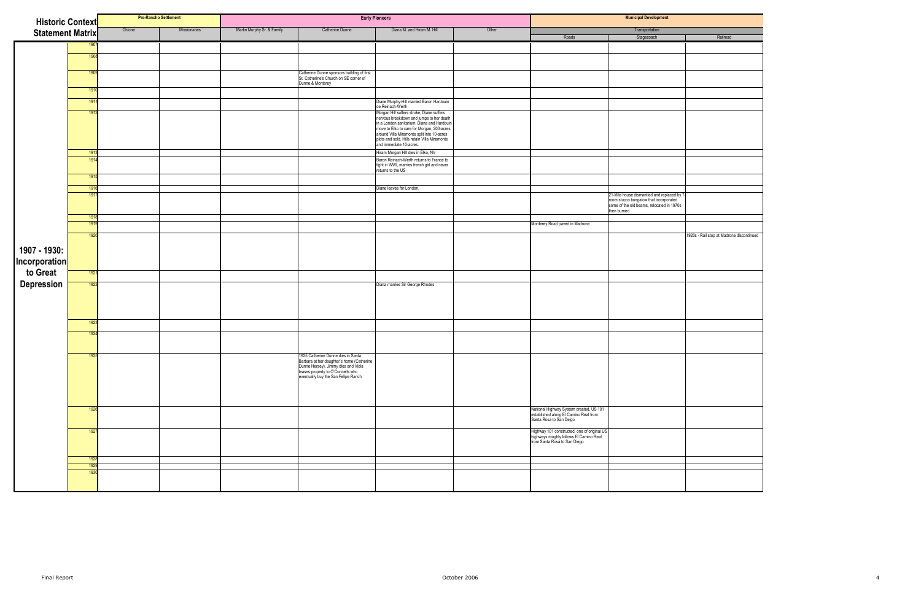| Historic Context Statement Matrix | | Pre-Rancho Settlement | | Early Pioneers | | | | Municipal Development | | |
|---|---|---|---|---|---|---|---|---|---|---|
| | | Ohlone | Missionaries | Martin Murphy Sr. & Family | Catherine Dunne | Diana M. and Hiram M. Hill | Other | Transportation | | |
| | | | | | | | | Roads | Stagecoach | Railroad |
| **1907 - 1930: Incorporation to Great Depression** | 1907 | | | | | | | | | |
| | 1908 | | | | | | | | | |
| | 1909 | | | | Catherine Dunne sponsors building of first St. Catherine's Church on SE corner of Dunne & Monterey | | | | | |
| | 1910 | | | | | | | | | |
| | 1911 | | | | | Diane Murphy-Hill married Baron Hardouin de Reinach-Werth | | | | |
| | 1912 | | | | | Morgan Hill suffers stroke, Diane suffers nervous breakdown and jumps to her death in a London sanitarium, Diana and Hardouin move to Elko to care for Morgan. 200-acres around Villa Miramonte split into 10-acres plots and sold. Hills retain Villa Miramonte and immediate 10-acres. | | | | |
| | 1913 | | | | | Hiram Morgan Hill dies in Elko, NV | | | | |
| | 1914 | | | | | Baron Reinach-Werth returns to France to fight in WWI, marries french girl and never returns to the US | | | | |
| | 1915 | | | | | | | | | |
| | 1916 | | | | | Diane leaves for London. | | | | |
| | 1917 | | | | | | | | 21-Mile house dismantled and replaced by 7 room stucco bungalow that incorporated some of the old beams, relocated in 1970s then burned | |
| | 1918 | | | | | | | | | |
| | 1919 | | | | | | | Monterey Road paved in Madrone | | |
| | 1920 | | | | | | | | | 1920s - Rail stop at Madrone discontinued |
| | 1921 | | | | | | | | | |
| | 1922 | | | | | Diana marries Sir George Rhodes | | | | |
| | 1923 | | | | | | | | | |
| | 1924 | | | | | | | | | |
| | 1925 | | | | 1925 Catherine Dunne dies in Santa Barbara at her daughter's home (Catherine Dunne Hersey), Jimmy dies and Viola leases property to O'Connells who eventually buy the San Felipe Ranch | | | | | |
| | 1926 | | | | | | | National Highway System created, US 101 established along El Camino Real from Santa Rosa to San Deigo | | |
| | 1927 | | | | | | | Highway 101 constructed, one of original US highways roughly follows El Camino Real from Santa Rosa to San Diego | | |
| | 1928 | | | | | | | | | |
| | 1929 | | | | | | | | | |
| | 1930 | | | | | | | | | |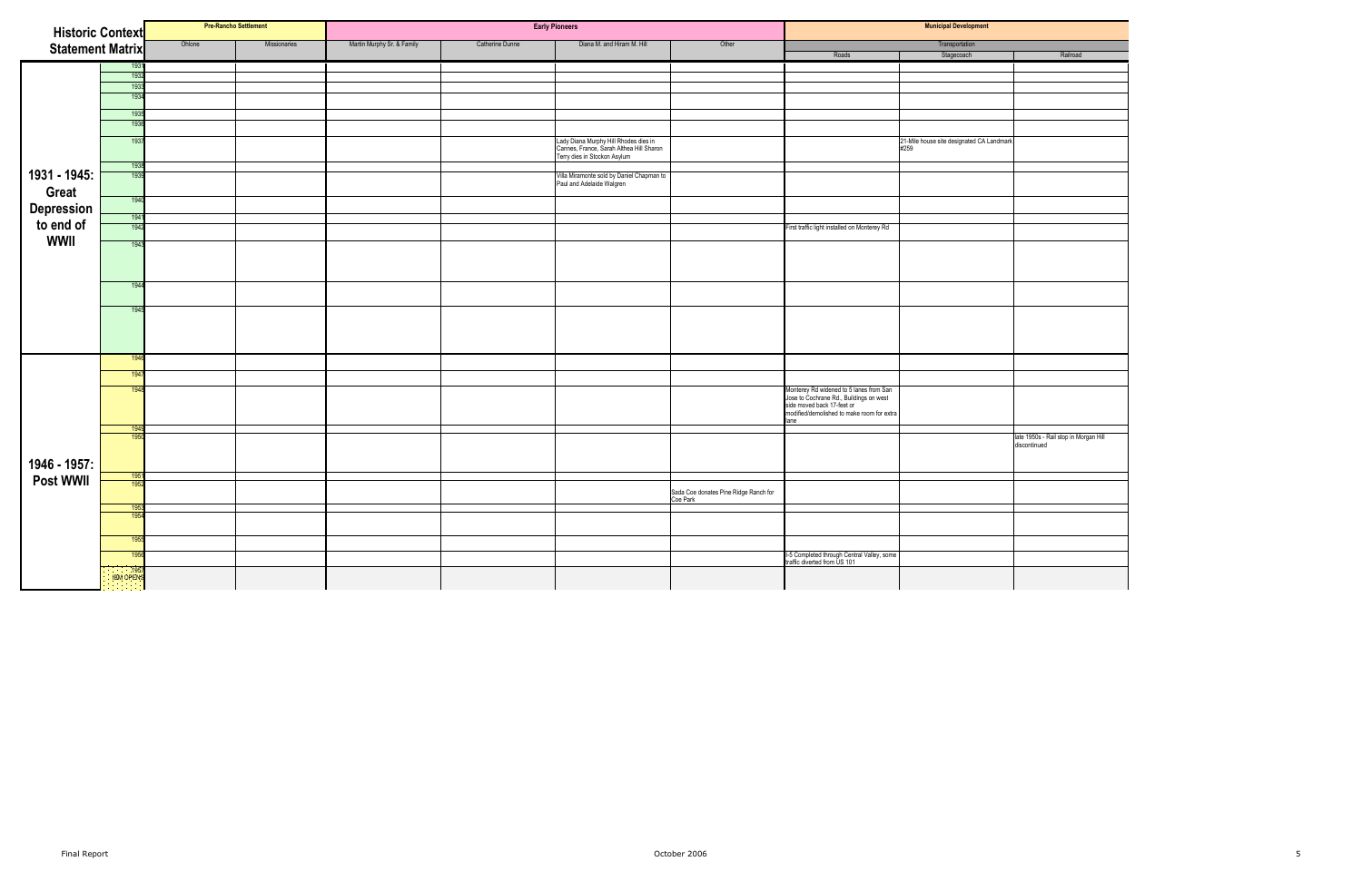| Historic Context Statement Matrix | | Pre-Rancho Settlement | | Early Pioneers | | | | Municipal Development | | |
|---|---|---|---|---|---|---|---|---|---|---|
| | | | | | | | | Transportation | | |
| | | Ohlone | Missionaries | Martin Murphy Sr. & Family | Catherine Dunne | Diana M. and Hiram M. Hill | Other | Roads | Stagecoach | Railroad |
| 1931 - 1945: Great Depression to end of WWII | 1931 | | | | | | | | | |
| | 1932 | | | | | | | | | |
| | 1933 | | | | | | | | | |
| | 1934 | | | | | | | | | |
| | 1935 | | | | | | | | | |
| | 1936 | | | | | | | | | |
| | 1937 | | | | | Lady Diana Murphy Hill Rhodes dies in Cannes, France, Sarah Althea Hill Sharon Terry dies in Stockton Asylum | | | 21-Mile house site designated CA Landmark #259 | |
| | 1938 | | | | | | | | | |
| | 1939 | | | | | Villa Miramonte sold by Daniel Chapman to Paul and Adelaide Walgren | | | | |
| | 1940 | | | | | | | | | |
| | 1941 | | | | | | | | | |
| | 1942 | | | | | | | First traffic light installed on Monterey Rd | | |
| | 1943 | | | | | | | | | |
| | 1944 | | | | | | | | | |
| | 1945 | | | | | | | | | |
| 1946 - 1957: Post WWII | 1946 | | | | | | | | | |
| | 1947 | | | | | | | | | |
| | 1948 | | | | | | | Monterey Rd widened to 5 lanes from San Jose to Cochrane Rd., Buildings on west side moved back 17-feet or modified/demolished to make room for extra lane | | |
| | 1949 | | | | | | | | | |
| | 1950 | | | | | | | | | late 1950s - Rail stop in Morgan Hill discontinued |
| | 1951 | | | | | | | | | |
| | 1952 | | | | | | Sada Coe donates Pine Ridge Ranch for Coe Park | | | |
| | 1953 | | | | | | | | | |
| | 1954 | | | | | | | | | |
| | 1955 | | | | | | | | | |
| | 1956 | | | | | | | I-5 Completed through Central Valley, some traffic diverted from US 101 | | |
| | 1957 IBM OPENS | | | | | | | | | |

Final Report

October 2006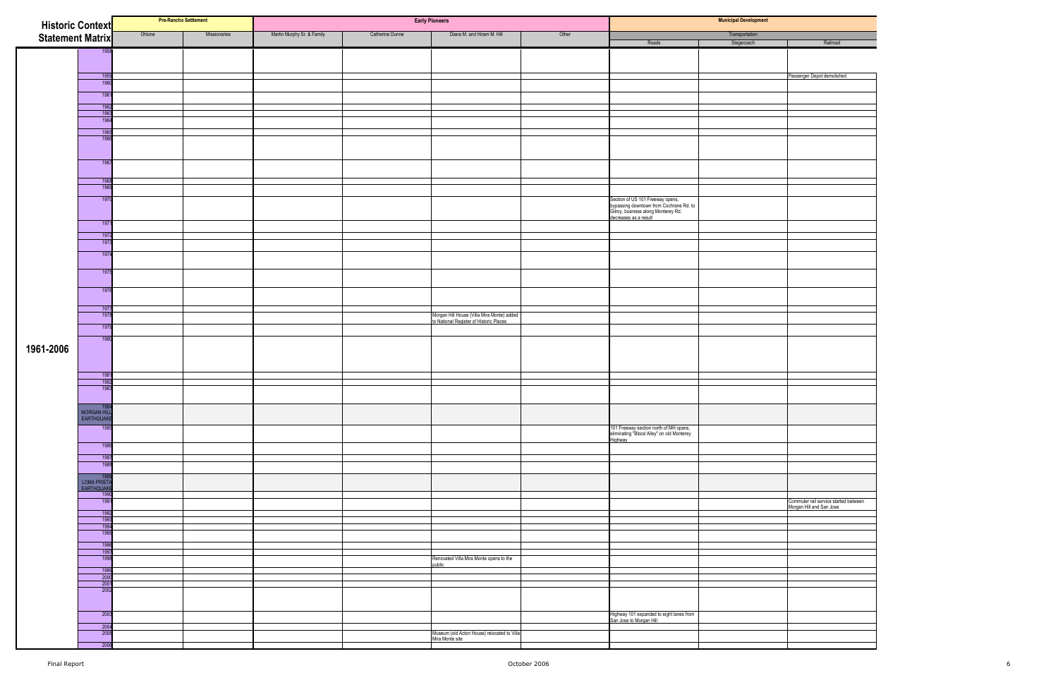| Historic Context Statement Matrix | | Pre-Rancho Settlement | | Early Pioneers | | | | Municipal Development | | |
|---|---|---|---|---|---|---|---|---|---|---|
| | | | | | | | | Transportation | | |
| | | Ohlone | Missionaries | Martin Murphy Sr. & Family | Catherine Dunne | Diana M. and Hiram M. Hill | Other | Roads | Stagecoach | Railroad |
| 1961-2006 | 1958 | | | | | | | | | |
| | 1959 | | | | | | | | | Passenger Depot demolished |
| | 1960 | | | | | | | | | |
| | 1961 | | | | | | | | | |
| | 1962 | | | | | | | | | |
| | 1963 | | | | | | | | | |
| | 1964 | | | | | | | | | |
| | 1965 | | | | | | | | | |
| | 1966 | | | | | | | | | |
| | 1967 | | | | | | | | | |
| | 1968 | | | | | | | | | |
| | 1969 | | | | | | | | | |
| | 1970 | | | | | | | Section of US 101 Freeway opens, bypassing downtown from Cochrane Rd. to Gilroy, business along Monterey Rd. decreases as a result | | |
| | 1971 | | | | | | | | | |
| | 1972 | | | | | | | | | |
| | 1973 | | | | | | | | | |
| | 1974 | | | | | | | | | |
| | 1975 | | | | | | | | | |
| | 1976 | | | | | | | | | |
| | 1977 | | | | | | | | | |
| | 1978 | | | | | Morgan Hill House (Villa Mira Monte) added to National Register of Historic Places | | | | |
| | 1979 | | | | | | | | | |
| | 1980 | | | | | | | | | |
| | 1981 | | | | | | | | | |
| | 1982 | | | | | | | | | |
| | 1983 | | | | | | | | | |
| | 1984 MORGAN HILL EARTHQUAKE | | | | | | | | | |
| | 1985 | | | | | | | 101 Freeway section north of MH opens, eliminating "Blood Alley" on old Monterey Highway | | |
| | 1986 | | | | | | | | | |
| | 1987 | | | | | | | | | |
| | 1988 | | | | | | | | | |
| | 1989 LOMA PRIETA EARTHQUAKE | | | | | | | | | |
| | 1990 | | | | | | | | | |
| | 1991 | | | | | | | | | Commuter rail service started between Morgan Hill and San Jose |
| | 1992 | | | | | | | | | |
| | 1993 | | | | | | | | | |
| | 1994 | | | | | | | | | |
| | 1995 | | | | | | | | | |
| | 1996 | | | | | | | | | |
| | 1997 | | | | | | | | | |
| | 1998 | | | | | Renovated Villa Mira Monte opens to the public | | | | |
| | 1999 | | | | | | | | | |
| | 2000 | | | | | | | | | |
| | 2001 | | | | | | | | | |
| | 2002 | | | | | | | | | |
| | 2003 | | | | | | | Highway 101 expanded to eight lanes from San Jose to Morgan Hill | | |
| | 2004 | | | | | | | | | |
| | 2005 | | | | | Museum (old Acton House) relocated to Villa Mira Monte site | | | | |
| | 2006 | | | | | | | | | |

Final Report October 2006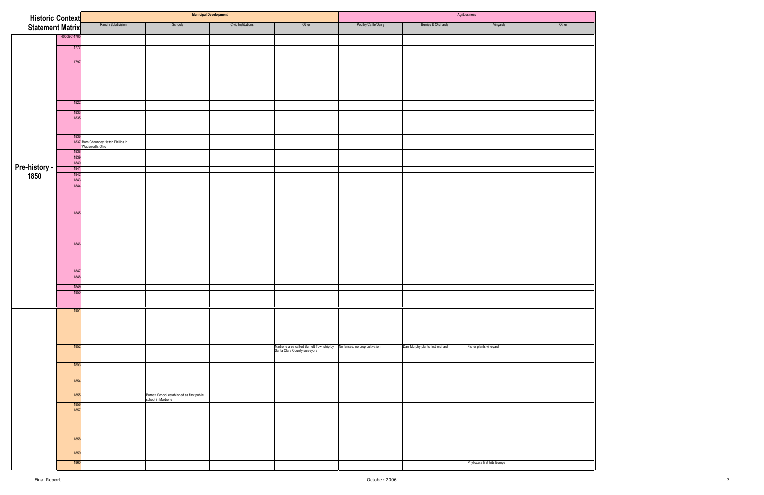| Historic Context Statement Matrix | | Municipal Development | | | | Agribusiness | | | |
|---|---|---|---|---|---|---|---|---|---|
| | | Ranch Subdivision | Schools | Civic Institutions | Other | Poultry/Cattle/Dairy | Berries & Orchards | Vinyards | Other |
| Pre-history - 1850 | 4000BC-1760 | | | | | | | | |
| | 1777 | | | | | | | | |
| | 1797 | | | | | | | | |
| | | | | | | | | | |
| | 1822 | | | | | | | | |
| | 1833 | | | | | | | | |
| | 1835 | | | | | | | | |
| | 1836 | | | | | | | | |
| | 1837 | Born Chauncey Hatch Phillips in Wadsworth, Ohio | | | | | | | |
| | 1838 | | | | | | | | |
| | 1839 | | | | | | | | |
| | 1840 | | | | | | | | |
| | 1841 | | | | | | | | |
| | 1842 | | | | | | | | |
| | 1843 | | | | | | | | |
| | 1844 | | | | | | | | |
| | 1845 | | | | | | | | |
| | 1846 | | | | | | | | |
| | 1847 | | | | | | | | |
| | 1848 | | | | | | | | |
| | 1849 | | | | | | | | |
| | 1850 | | | | | | | | |
| | 1851 | | | | | | | | |
| | 1852 | | | | Madrone area called Burnett Township by Santa Clara County surveyors | No fences, no crop cultivation | Dan Murphy plants first orchard | Fisher plants vineyard | |
| | 1853 | | | | | | | | |
| | 1854 | | | | | | | | |
| | 1855 | | Burnett School established as first public school in Madrone | | | | | | |
| | 1856 | | | | | | | | |
| | 1857 | | | | | | | | |
| | 1858 | | | | | | | | |
| | 1859 | | | | | | | | |
| | 1860 | | | | | | | Phylloxera first hits Europe | |

Final Report — October 2006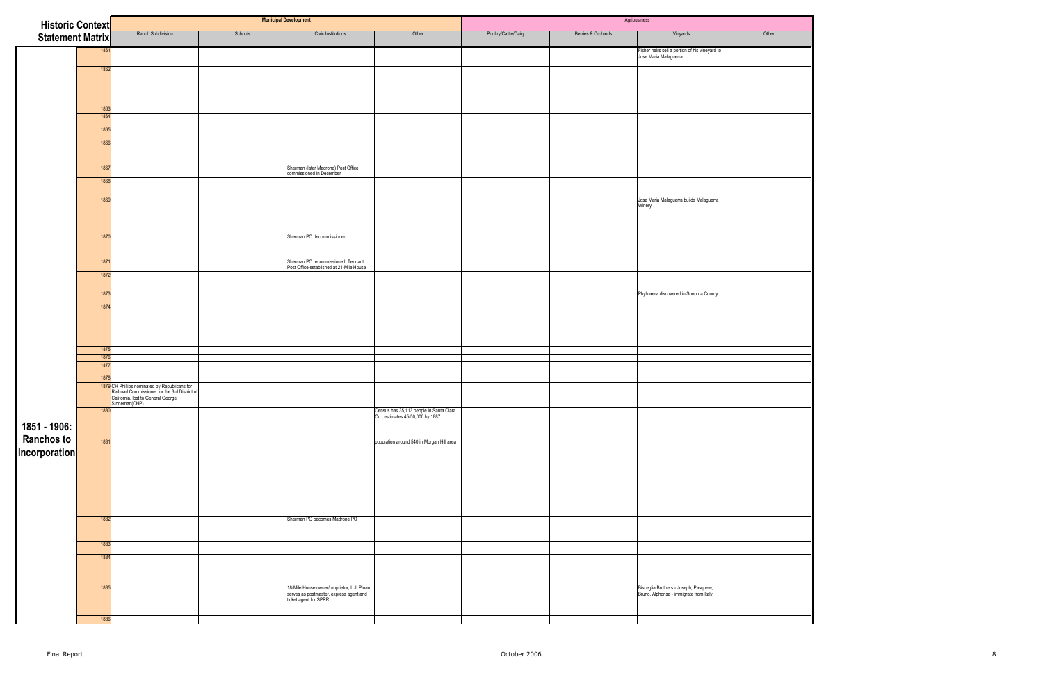| Historic Context Statement Matrix | | Municipal Development | | | | Agribusiness | | | |
|---|---|---|---|---|---|---|---|---|---|
| | | Ranch Subdivision | Schools | Civic Institutions | Other | Poultry/Cattle/Dairy | Berries & Orchards | Vineyards | Other |
| 1851 - 1906: Ranchos to Incorporation | 1861 | | | | | | | Fisher heirs sell a portion of his vineyard to Jose Maria Malaguerra | |
| | 1862 | | | | | | | | |
| | 1863 | | | | | | | | |
| | 1864 | | | | | | | | |
| | 1865 | | | | | | | | |
| | 1866 | | | | | | | | |
| | 1867 | | | Sherman (later Madrone) Post Office commissioned in December | | | | | |
| | 1868 | | | | | | | | |
| | 1869 | | | | | | | Jose Maria Malaguerra builds Malaguerra Winery | |
| | 1870 | | | Sherman PO decommissioned | | | | | |
| | 1871 | | | Sherman PO recommissioned, Tennant Post Office established at 21-Mile House | | | | | |
| | 1872 | | | | | | | | |
| | 1873 | | | | | | | Phylloxera discovered in Sonoma County | |
| | 1874 | | | | | | | | |
| | 1875 | | | | | | | | |
| | 1876 | | | | | | | | |
| | 1877 | | | | | | | | |
| | 1878 | | | | | | | | |
| | 1879 | CH Phillips nominated by Republicans for Railroad Commissioner for the 3rd District of California, lost to General George Stoneman(CHP) | | | | | | | |
| | 1880 | | | | Census has 35,113 people in Santa Clara Co., estimates 45-50,000 by 1887 | | | | |
| | 1881 | | | | population around 540 in Morgan Hill area | | | | |
| | 1882 | | | Sherman PO becomes Madrone PO | | | | | |
| | 1883 | | | | | | | | |
| | 1884 | | | | | | | | |
| | 1885 | | | 18-Mile House owner/proprietor, L.J. Pinard serves as postmaster, express agent and ticket agent for SPRR | | | | Bisceglia Brothers - Joseph, Pasquele, Bruno, Alphonse - immigrate from Italy | |
| | 1886 | | | | | | | | |

Final Report

October 2006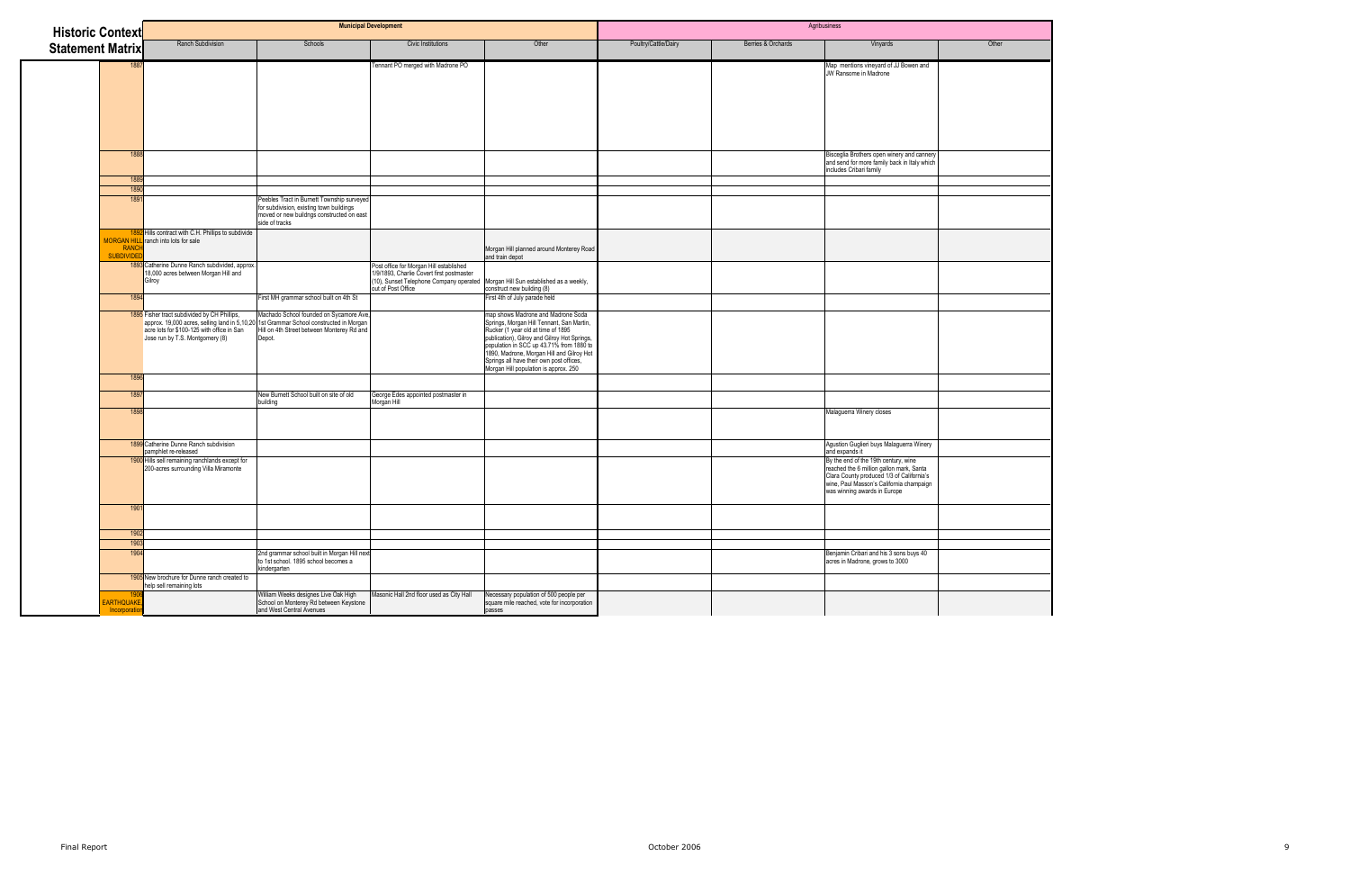# Historic Context Statement Matrix

| | Municipal Development | | | | Agribusiness | | | |
|---|---|---|---|---|---|---|---|---|
| | Ranch Subdivision | Schools | Civic Institutions | Other | Poultry/Cattle/Dairy | Berries & Orchards | Vinyards | Other |
| 1887 | | | Tennant PO merged with Madrone PO | | | | Map mentions vineyard of JJ Bowen and JW Ransome in Madrone | |
| 1888 | | | | | | | Bisceglia Brothers open winery and cannery and send for more family back in Italy which includes Cribari family | |
| 1889 | | | | | | | | |
| 1890 | | | | | | | | |
| 1891 | | Peebles Tract in Burnett Township surveyed for subdivision, existing town buildings moved or new buildings constructed on east side of tracks | | | | | | |
| 1892 MORGAN HILL RANCH SUBDIVIDED | Hills contract with C.H. Phillips to subdivide ranch into lots for sale | | | Morgan Hill planned around Monterey Road and train depot | | | | |
| 1893 | Catherine Dunne Ranch subdivided, approx. 18,000 acres between Morgan Hill and Gilroy | | Post office for Morgan Hill established 1/9/1893, Charlie Covert first postmaster (10), Sunset Telephone Company operated out of Post Office | Morgan Hill Sun established as a weekly, construct new building (8) | | | | |
| 1894 | | First MH grammar school built on 4th St | | First 4th of July parade held | | | | |
| 1895 | Fisher tract subdivided by CH Phillips, approx. 19,000 acres, selling land in 5,10,20 acre lots for $100-125 with office in San Jose run by T.S. Montgomery (8) | Machado School founded on Sycamore Ave, 1st Grammar School constructed in Morgan Hill on 4th Street between Monterey Rd and Depot. | | map shows Madrone and Madrone Soda Springs, Morgan Hill Tennant, San Martin, Rucker (1 year old at time of 1895 publication), Gilroy and Gilroy Hot Springs, population in SCC up 43.71% from 1880 to 1890, Madrone, Morgan Hill and Gilroy Hot Springs all have their own post offices, Morgan Hill population is approx. 250 | | | | |
| 1896 | | | | | | | | |
| 1897 | | New Burnett School built on site of old building | George Edes appointed postmaster in Morgan Hill | | | | | |
| 1898 | | | | | | | Malaguerra Winery closes | |
| 1899 | Catherine Dunne Ranch subdivision pamphlet re-released | | | | | | Agustion Guglieri buys Malaguerra Winery and expands it | |
| 1900 | Hills sell remaining ranchlands except for 200-acres surrounding Villa Miramonte | | | | | | By the end of the 19th century, wine reached the 6 million gallon mark, Santa Clara County produced 1/3 of California's wine, Paul Masson's California champaign was winning awards in Europe | |
| 1901 | | | | | | | | |
| 1902 | | | | | | | | |
| 1903 | | | | | | | | |
| 1904 | | 2nd grammar school built in Morgan Hill next to 1st school. 1895 school becomes a kindergarten | | | | | Benjamin Cribari and his 3 sons buys 40 acres in Madrone, grows to 3000 | |
| 1905 | New brochure for Dunne ranch created to help sell remaining lots | | | | | | | |
| 1906 EARTHQUAKE, Incorporation | | William Weeks designes Live Oak High School on Monterey Rd between Keystone and West Central Avenues | Masonic Hall 2nd floor used as City Hall | Necessary population of 500 people per square mile reached, vote for incorporation passes | | | | |

Final Report — October 2006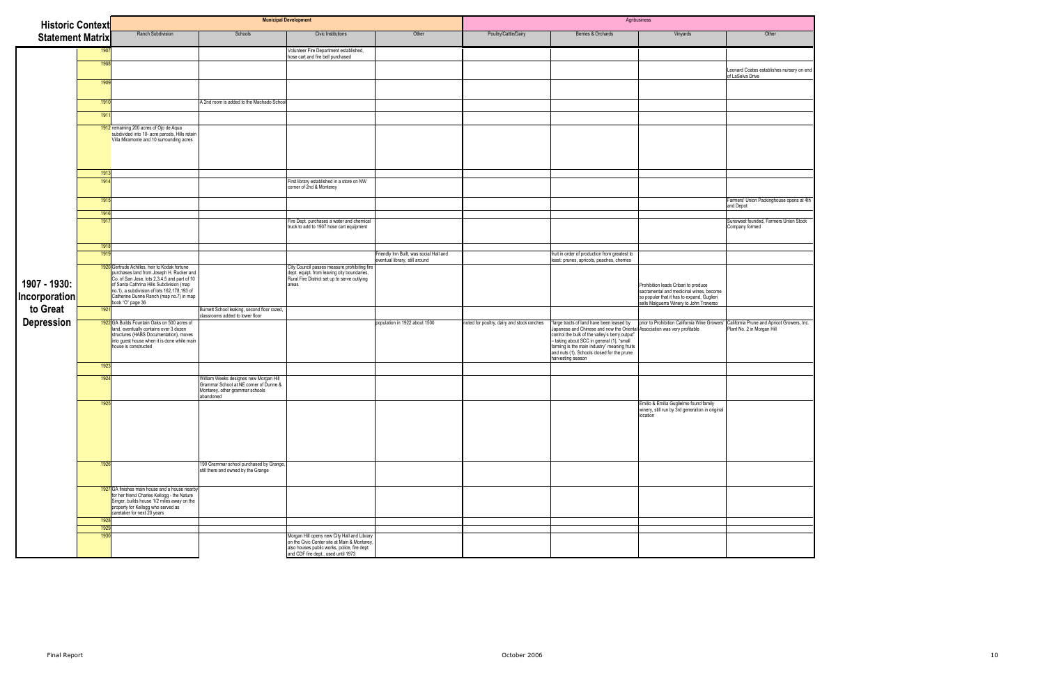| Historic Context Statement Matrix | | Municipal Development | | | | Agribusiness | | | |
|---|---|---|---|---|---|---|---|---|---|
| | | Ranch Subdivision | Schools | Civic Institutions | Other | Poultry/Cattle/Dairy | Berries & Orchards | Vinyards | Other |
| 1907 - 1930: Incorporation to Great Depression | 1907 | | | Volunteer Fire Department established, hose cart and fire bell purchased | | | | | |
| | 1908 | | | | | | | | Leonard Coates establishes nursery on end of LaSelva Drive |
| | 1909 | | | | | | | | |
| | 1910 | | A 2nd room is added to the Machado School | | | | | | |
| | 1911 | | | | | | | | |
| | 1912 | remaining 200 acres of Ojo de Aqua subdivided into 10- acre parcels, Hills retain Villa Miramonte and 10 surrounding acres | | | | | | | |
| | 1913 | | | | | | | | |
| | 1914 | | | First library established in a store on NW corner of 2nd & Monterey | | | | | |
| | 1915 | | | | | | | | Farmers' Union Packinghouse opens at 4th and Depot |
| | 1916 | | | | | | | | |
| | 1917 | | | Fire Dept. purchases a water and chemical truck to add to 1907 hose cart equipment | | | | | Sunsweet founded, Farmers Union Stock Company formed |
| | 1918 | | | | | | | | |
| | 1919 | | | | Friendly Inn Built, was social Hall and eventual library, still around | | fruit in order of production from greatest to least: prunes, apricots, peaches, cherries | | |
| | 1920 | Gertrude Achilles, heir to Kodak fortune purchases land from Joseph H. Rucker and Co. of San Jose, lots 2,3,4,5 and part of 10 of Santa Cathrina Hills Subdivision (map no.1), a subdivision of lots 162,178,193 of Catherine Dunne Ranch (map no.7) in map book "O" page 36 | | City Council passes measure prohibiting fire dept. equipt. from leaving city boundaries, Rural Fire District set up to serve outlying areas | | | | Prohibition leads Cribari to produce sacramental and medicinal wines, become so popular that it has to expand, Guglieri sells Malguerra Winery to John Traverso | |
| | 1921 | | Burnett School leaking, second floor razed, classrooms added to lower floor | | | | | | |
| | 1922 | GA Builds Fountain Oaks on 500 acres of land, eventually contains over 3 dozen structures (HABS Documentation), moves into guest house when it is done while main house is constructed | | | population in 1922 about 1500 | noted for poultry, dairy and stock ranches | "large tracts of land have been leased by Japanese and Chinese and now the Oriental control the bulk of the valley's berry output" - taking about SCC in general (1), "small farming is the main industry" meaning fruits and nuts (1), Schools closed for the prune harvesting season | prior to Prohibition California Wine Growers' Association was very profitable | California Prune and Apricot Growers, Inc. Plant No. 2 in Morgan Hill |
| | 1923 | | | | | | | | |
| | 1924 | | William Weeks designes new Morgan Hill Grammar School at NE corner of Dunne & Monterey, other grammar schools abandoned | | | | | | |
| | 1925 | | | | | | | Emilio & Emilia Guglielmo found family winery, still run by 3rd generation in original location | |
| | 1926 | | 190 Grammar school purchased by Grange, still there and owned by the Grange | | | | | | |
| | 1927 | GA finishes main house and a house nearby for her friend Charles Kellogg - the Nature Singer, builds house 1/2 miles away on the property for Kellogg who served as caretaker for next 20 years | | | | | | | |
| | 1928 | | | | | | | | |
| | 1929 | | | | | | | | |
| | 1930 | | | Morgan Hill opens new City Hall and Library on the Civic Center site at Main & Monterey, also houses public works, police, fire dept and CDF fire dept., used until 1973 | | | | | |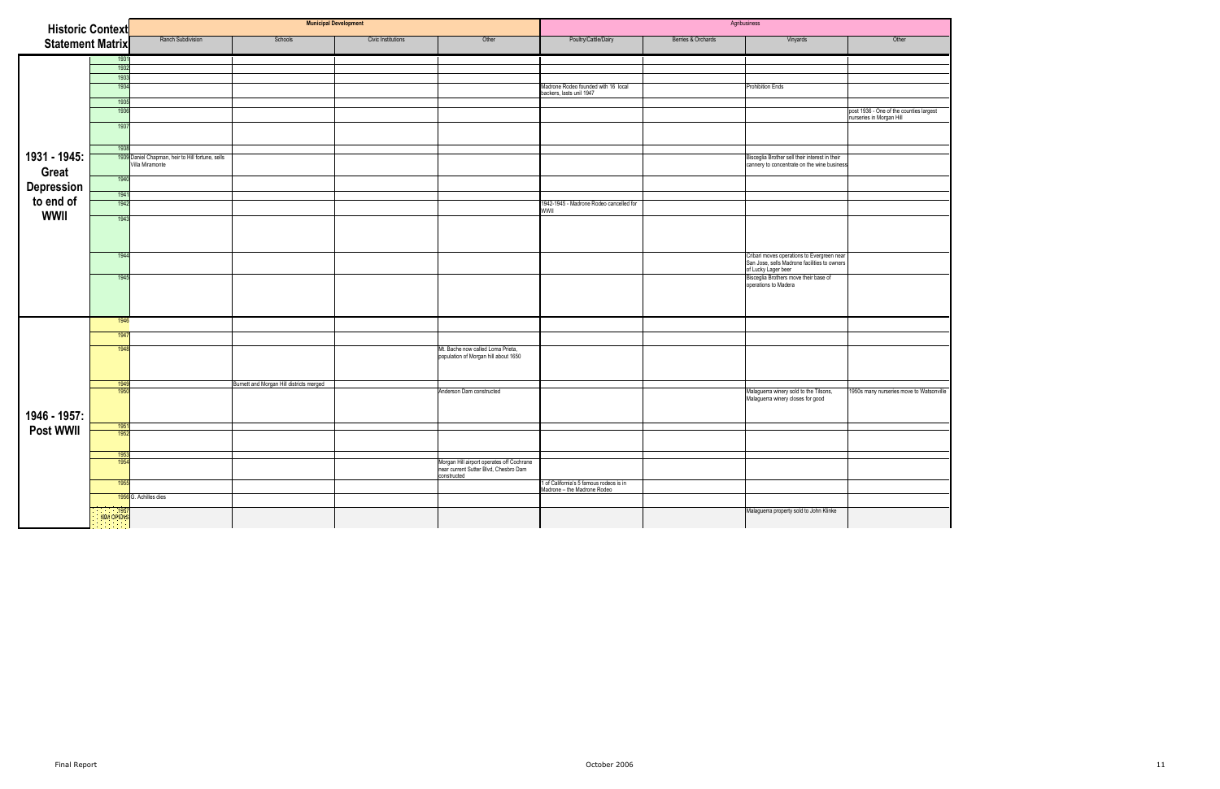| Historic Context Statement Matrix | | Municipal Development | | | | Agribusiness | | | |
|---|---|---|---|---|---|---|---|---|---|
| | | Ranch Subdivision | Schools | Civic Institutions | Other | Poultry/Cattle/Dairy | Berries & Orchards | Vinyards | Other |
| 1931 - 1945: Great Depression to end of WWII | 1931 | | | | | | | | |
| | 1932 | | | | | | | | |
| | 1933 | | | | | | | | |
| | 1934 | | | | | Madrone Rodeo founded with 16 local backers, lasts unil 1947 | | Prohibition Ends | |
| | 1935 | | | | | | | | |
| | 1936 | | | | | | | | post 1936 - One of the counties largest nurseries in Morgan Hill |
| | 1937 | | | | | | | | |
| | 1938 | | | | | | | | |
| | 1939 | Daniel Chapman, heir to Hill fortune, sells Villa Miramonte | | | | | | Bisceglia Brother sell their interest in their cannery to concentrate on the wine business | |
| | 1940 | | | | | | | | |
| | 1941 | | | | | | | | |
| | 1942 | | | | | 1942-1945 - Madrone Rodeo cancelled for WWII | | | |
| | 1943 | | | | | | | | |
| | 1944 | | | | | | | Cribari moves operations to Evergreen near San Jose, sells Madrone facilities to owners of Lucky Lager beer | |
| | 1945 | | | | | | | Bisceglia Brothers move their base of operations to Madera | |
| 1946 - 1957: Post WWII | 1946 | | | | | | | | |
| | 1947 | | | | | | | | |
| | 1948 | | | | Mt. Bache now called Loma Prieta, population of Morgan hill about 1650 | | | | |
| | 1949 | | Burnett and Morgan Hill districts merged | | | | | | |
| | 1950 | | | | Anderson Dam constructed | | | Malaguerra winery sold to the Tilsons, Malaguerra winery closes for good | 1950s many nurseries move to Watsonville |
| | 1951 | | | | | | | | |
| | 1952 | | | | | | | | |
| | 1953 | | | | | | | | |
| | 1954 | | | | Morgan Hill airport operates off Cochrane near current Sutter Blvd, Chesbro Dam constructed | | | | |
| | 1955 | | | | | 1 of California's 5 famous rodeos is in Madrone – the Madrone Rodeo | | | |
| | 1956 | G. Achilles dies | | | | | | | |
| | 1957 IBM OPENS | | | | | | | Malaguerra property sold to John Klinke | |

Final Report October 2006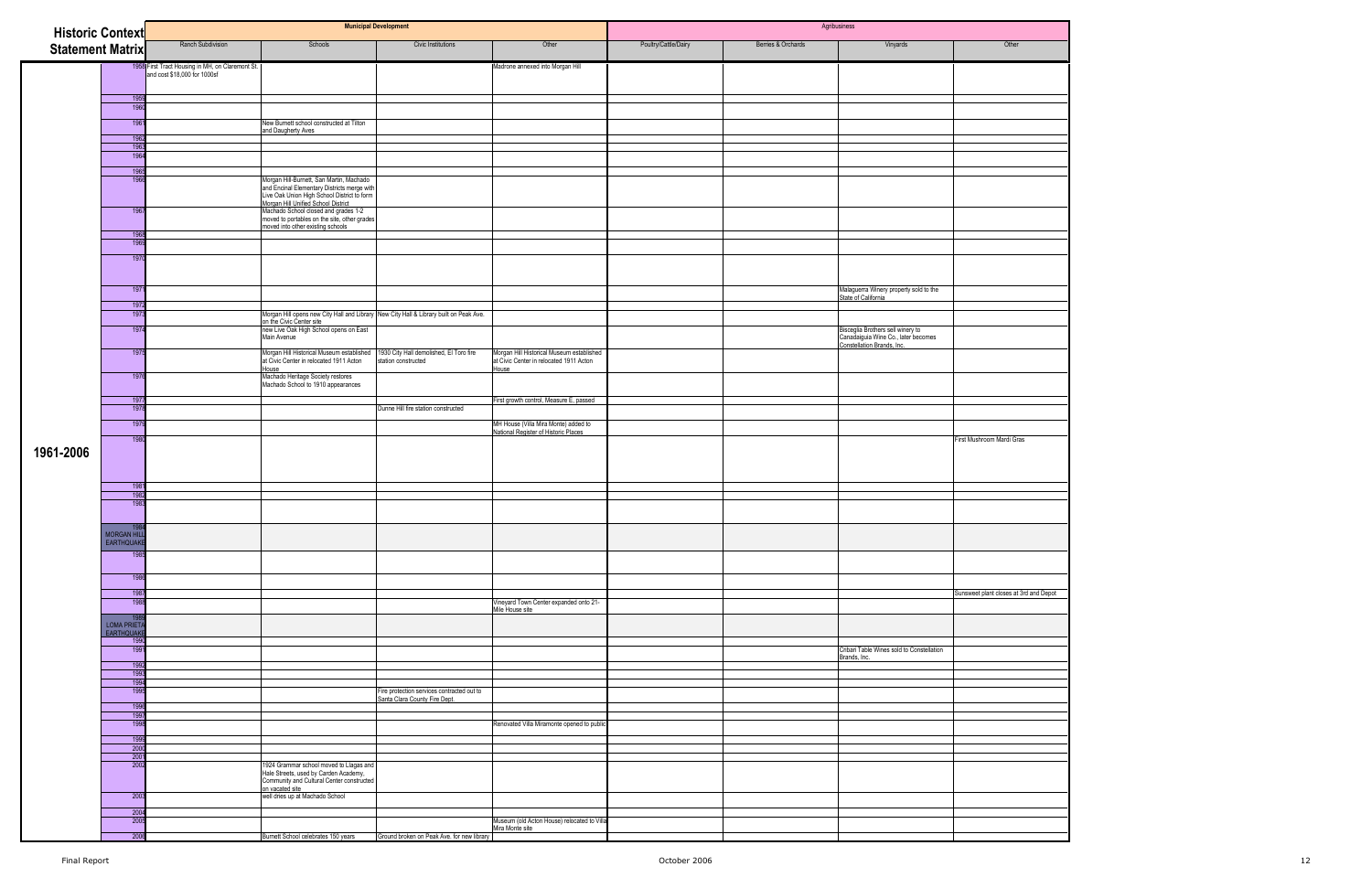| Historic Context Statement Matrix | | Municipal Development | | | | Agribusiness | | | |
|---|---|---|---|---|---|---|---|---|---|
| | | Ranch Subdivision | Schools | Civic Institutions | Other | Poultry/Cattle/Dairy | Berries & Orchards | Vinyards | Other |
| 1961-2006 | 1958 | First Tract Housing in MH, on Claremont St. and cost $18,000 for 1000sf | | | Madrone annexed into Morgan Hill | | | | |
| | 1959 | | | | | | | | |
| | 1960 | | | | | | | | |
| | 1961 | | New Burnett school constructed at Tilton and Daugherty Aves | | | | | | |
| | 1962 | | | | | | | | |
| | 1963 | | | | | | | | |
| | 1964 | | | | | | | | |
| | 1965 | | | | | | | | |
| | 1966 | | Morgan Hill-Burnett, San Martin, Machado and Encinal Elementary Districts merge with Live Oak Union High School District to form Morgan Hill Unified School District | | | | | | |
| | 1967 | | Machado School closed and grades 1-2 moved to portables on the site, other grades moved into other existing schools | | | | | | |
| | 1968 | | | | | | | | |
| | 1969 | | | | | | | | |
| | 1970 | | | | | | | | |
| | 1971 | | | | | | | Malaguerra Winery property sold to the State of California | |
| | 1972 | | | | | | | | |
| | 1973 | | Morgan Hill opens new City Hall and Library on the Civic Center site | New City Hall & Library built on Peak Ave. | | | | | |
| | 1974 | | new Live Oak High School opens on East Main Avenue | | | | | Bisceglia Brothers sell winery to Canadaigua Wine Co., later becomes Constellation Brands, Inc. | |
| | 1975 | | Morgan Hill Historical Museum established at Civic Center in relocated 1911 Acton House | 1930 City Hall demolished, El Toro fire station constructed | Morgan Hill Historical Museum established at Civic Center in relocated 1911 Acton House | | | | |
| | 1976 | | Machado Heritage Society restores Machado School to 1910 appearances | | | | | | |
| | 1977 | | | | First growth control, Measure E, passed | | | | |
| | 1978 | | | Dunne Hill fire station constructed | | | | | |
| | 1979 | | | | MH House (Villa Mira Monte) added to National Register of Historic Places | | | | |
| | 1980 | | | | | | | | First Mushroom Mardi Gras |
| | 1981 | | | | | | | | |
| | 1982 | | | | | | | | |
| | 1983 | | | | | | | | |
| | 1984 MORGAN HILL EARTHQUAKE | | | | | | | | |
| | 1985 | | | | | | | | |
| | 1986 | | | | | | | | |
| | 1987 | | | | | | | | Sunsweet plant closes at 3rd and Depot |
| | 1988 | | | | Vineyard Town Center expanded onto 21-Mile House site | | | | |
| | 1989 LOMA PRIETA EARTHQUAKE | | | | | | | | |
| | 1990 | | | | | | | | |
| | 1991 | | | | | | | Cribari Table Wines sold to Constellation Brands, Inc. | |
| | 1992 | | | | | | | | |
| | 1993 | | | | | | | | |
| | 1994 | | | | | | | | |
| | 1995 | | | Fire protection services contracted out to Santa Clara County Fire Dept. | | | | | |
| | 1996 | | | | | | | | |
| | 1997 | | | | | | | | |
| | 1998 | | | | Renovated Villa Miramonte opened to public | | | | |
| | 1999 | | | | | | | | |
| | 2000 | | | | | | | | |
| | 2001 | | | | | | | | |
| | 2002 | | 1924 Grammar school moved to Llagas and Hale Streets, used by Carden Academy, Community and Cultural Center constructed on vacated site | | | | | | |
| | 2003 | | well dries up at Machado School | | | | | | |
| | 2004 | | | | | | | | |
| | 2005 | | | | Museum (old Acton House) relocated to Villa Mira Monte site | | | | |
| | 2006 | | Burnett School celebrates 150 years | Ground broken on Peak Ave. for new library | | | | | |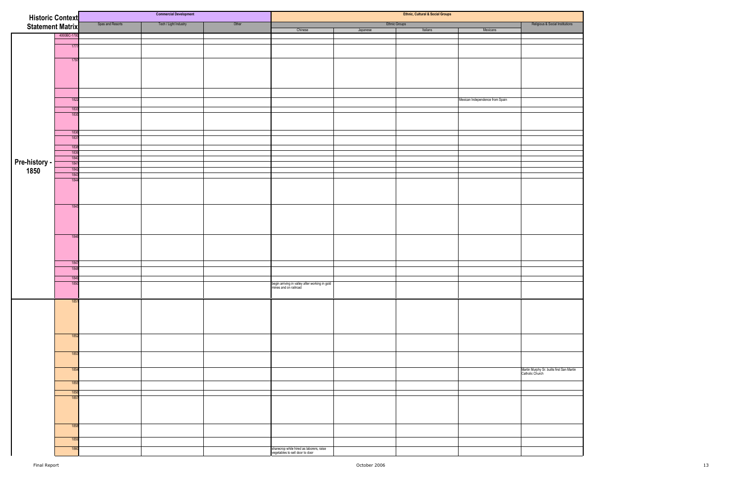# Historic Context Statement Matrix

| Period | Year | Commercial Development: Spas and Resorts | Commercial Development: Tech / Light Industry | Commercial Development: Other | Ethnic Groups: Chinese | Ethnic Groups: Japanese | Ethnic Groups: Italians | Ethnic Groups: Mexicans | Religious & Social Institutions |
|---|---|---|---|---|---|---|---|---|---|
| Pre-history - 1850 | 4000BC-1700 | | | | | | | | |
| | | | | | | | | | |
| | 1777 | | | | | | | | |
| | 1797 | | | | | | | | |
| | | | | | | | | | |
| | 1822 | | | | | | | Mexican Independence from Spain | |
| | 1833 | | | | | | | | |
| | 1835 | | | | | | | | |
| | 1836 | | | | | | | | |
| | 1837 | | | | | | | | |
| | 1838 | | | | | | | | |
| | 1839 | | | | | | | | |
| | 1840 | | | | | | | | |
| | 1841 | | | | | | | | |
| | 1842 | | | | | | | | |
| | 1843 | | | | | | | | |
| | 1844 | | | | | | | | |
| | 1845 | | | | | | | | |
| | 1846 | | | | | | | | |
| | 1847 | | | | | | | | |
| | 1848 | | | | | | | | |
| | 1849 | | | | | | | | |
| | 1850 | | | | begin arriving in valley after working in gold mines and on railroad | | | | |
| | 1851 | | | | | | | | |
| | 1852 | | | | | | | | |
| | 1853 | | | | | | | | |
| | 1854 | | | | | | | | Martin Murphy Sr. builts first San Martin Catholic Church |
| | 1855 | | | | | | | | |
| | 1856 | | | | | | | | |
| | 1857 | | | | | | | | |
| | 1858 | | | | | | | | |
| | 1859 | | | | | | | | |
| | 1860 | | | | sharecrop while hired as laborers, raise vegetables to sell door to door | | | | |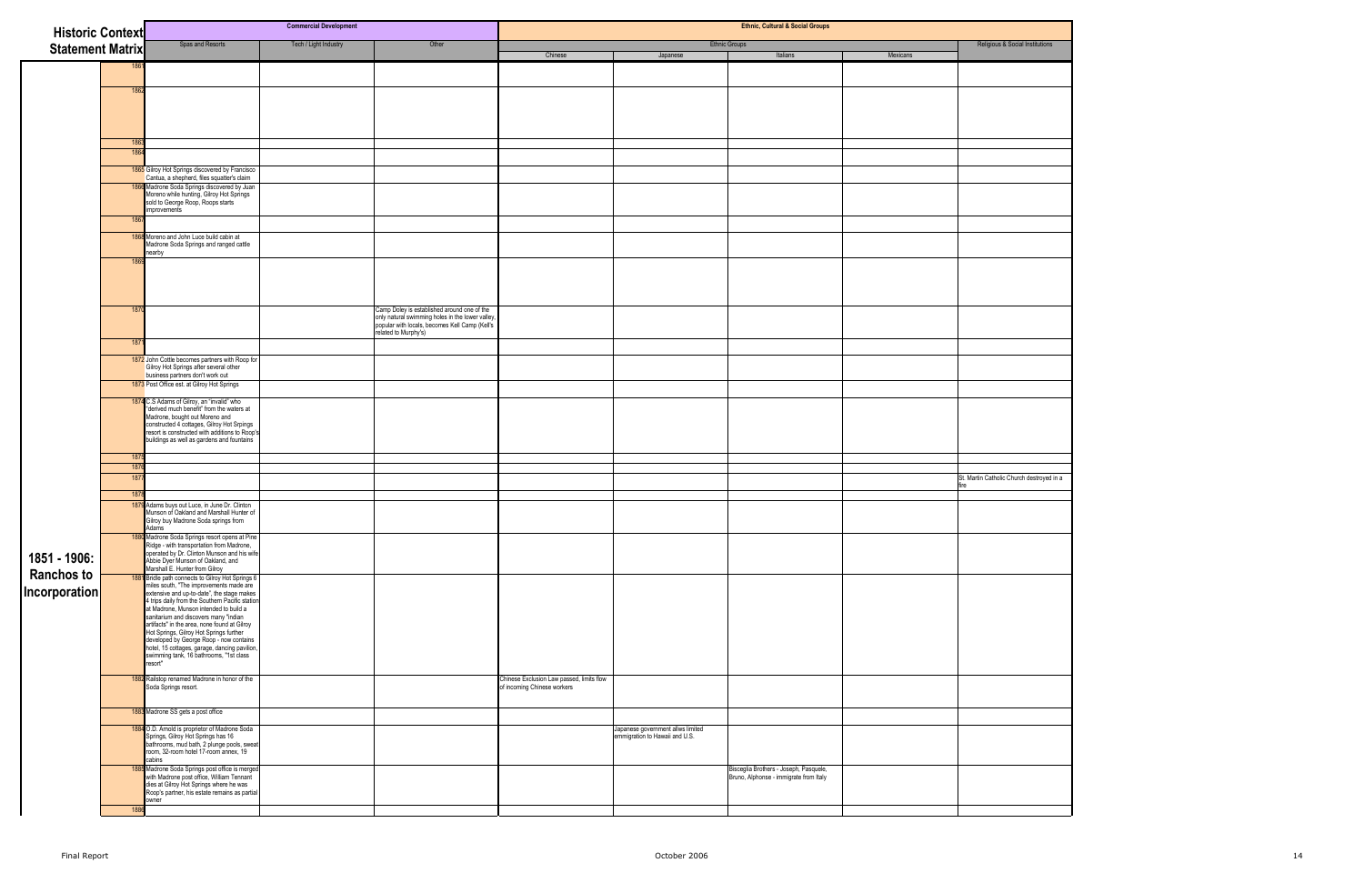| Historic Context Statement Matrix | | Commercial Development | | | Ethnic, Cultural & Social Groups | | | | |
|---|---|---|---|---|---|---|---|---|---|
| | | | | | Ethnic Groups | | | | Religious & Social Institutions |
| | | Spas and Resorts | Tech / Light Industry | Other | Chinese | Japanese | Italians | Mexicans | |
| 1851 - 1906: Ranchos to Incorporation | 1861 | | | | | | | | |
| | 1862 | | | | | | | | |
| | 1863 | | | | | | | | |
| | 1864 | | | | | | | | |
| | 1865 | Gilroy Hot Springs discovered by Francisco Cantua, a shepherd, files squatter's claim | | | | | | | |
| | 1866 | Madrone Soda Springs discovered by Juan Moreno while hunting, Gilroy Hot Springs sold to George Roop, Roops starts improvements | | | | | | | |
| | 1867 | | | | | | | | |
| | 1868 | Moreno and John Luce build cabin at Madrone Soda Springs and ranged cattle nearby | | | | | | | |
| | 1869 | | | | | | | | |
| | 1870 | | | Camp Doley is established around one of the only natural swimming holes in the lower valley, popular with locals, becomes Kell Camp (Kell's related to Murphy's) | | | | | |
| | 1871 | | | | | | | | |
| | 1872 | John Cottle becomes partners with Roop for Gilroy Hot Springs after several other business partners don't work out | | | | | | | |
| | 1873 | Post Office est. at Gilroy Hot Springs | | | | | | | |
| | 1874 | C.S Adams of Gilroy, an "invalid" who "derived much benefit" from the waters at Madrone, bought out Moreno and constructed 4 cottages, Gilroy Hot Springs resort is constructed with additions to Roop's buildings as well as gardens and fountains | | | | | | | |
| | 1875 | | | | | | | | |
| | 1876 | | | | | | | | |
| | 1877 | | | | | | | | St. Martin Catholic Church destroyed in a fire |
| | 1878 | | | | | | | | |
| | 1879 | Adams buys out Luce, in June Dr. Clinton Munson of Oakland and Marshall Hunter of Gilroy buy Madrone Soda springs from Adams | | | | | | | |
| | 1880 | Madrone Soda Springs resort opens at Pine Ridge - with transportation from Madrone, operated by Dr. Clinton Munson and his wife Abbie Dyer Munson of Oakland, and Marshall E. Hunter from Gilroy | | | | | | | |
| | 1881 | Bridle path connects to Gilroy Hot Springs 6 miles south, "The improvements made are extensive and up-to-date", the stage makes 4 trips daily from the Southern Pacific station at Madrone, Munson intended to build a sanitarium and discovers many "indian artifacts" in the area, none found at Gilroy Hot Springs, Gilroy Hot Springs further developed by George Roop - now contains hotel, 15 cottages, garage, dancing pavilion, swimming tank, 16 bathrooms, "1st class resort" | | | | | | | |
| | 1882 | Railstop renamed Madrone in honor of the Soda Springs resort. | | | Chinese Exclusion Law passed, limits flow of incoming Chinese workers | | | | |
| | 1883 | Madrone SS gets a post office | | | | | | | |
| | 1884 | O.D. Arnold is proprietor of Madrone Soda Springs, Gilroy Hot Springs has 16 bathrooms, mud bath, 2 plunge pools, sweat room, 32-room hotel 17-room annex, 19 cabins | | | | Japanese government allws limited emmigration to Hawaii and U.S. | | | |
| | 1885 | Madrone Soda Springs post office is merged with Madrone post office, William Tennant dies at Gilroy Hot Springs where he was Roop's partner, his estate remains as partial owner | | | | | Bisceglia Brothers - Joseph, Pasquele, Bruno, Alphonse - immigrate from Italy | | |
| | 1886 | | | | | | | | |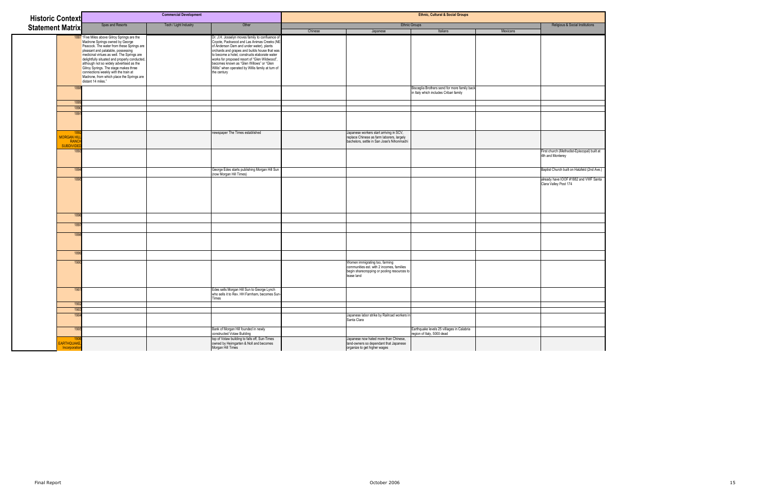# Historic Context Statement Matrix

| | Commercial Development | | | Ethnic, Cultural & Social Groups | | | | |
|---|---|---|---|---|---|---|---|---|
| | | | | Ethnic Groups | | | | Religious & Social Institutions |
| | Spas and Resorts | Tech / Light Industry | Other | Chinese | Japanese | Italians | Mexicans | |
| 1887 | "Five Miles above Gilroy Springs are the Madrone Springs owned by George Peacock. The water from these Springs are pleasant and palatable, possessing medicinal virtues as well. The Springs are delightfully situated and properly conducted, although not so widely advertised as the Gilroy Springs. The stage makes three connections weekly with the train at Madrone, from which place the Springs are distant 14 miles." | | Dr. J.H. Josselyn moves family to confluence of Coyote, Packwood and Las Animas Creeks (NE of Anderson Dam and under water), plants orchards and grapes and builds house that was to become a hotel, constructs elaborate water works for proposed resort of "Glen Wildwood", becomes known as "Glen Willows" or "Glen Willis" when operated by Willis family at turn of the century | | | | | |
| 1888 | | | | | | Bisceglia Brothers send for more family back in Italy which includes Cribari family | | |
| 1889 | | | | | | | | |
| 1890 | | | | | | | | |
| 1891 | | | | | | | | |
| 1892 MORGAN HILL RANCH SUBDIVIDED | | | newspaper The Times established | | Japanese workers start arriving in SCV, replace Chinese as farm laborers, largely bachelors, settle in San Jose's Nihonmachi | | | |
| 1893 | | | | | | | | First church (Methodist-Episcopal) built at 4th and Monterey |
| 1894 | | | George Edes starts publishing Morgan Hill Sun (now Morgan Hill Times) | | | | | Baptist Church built on Halzfeld (2nd Ave.) |
| 1895 | | | | | | | | already have IOOF #1882 and VWF Santa Clara Valley Post 174 |
| 1896 | | | | | | | | |
| 1897 | | | | | | | | |
| 1898 | | | | | | | | |
| 1899 | | | | | | | | |
| 1900 | | | | | Women immigrating too, farming communities est. with 2 incomes, families begin sharecropping or pooling resources to lease land | | | |
| 1901 | | | Edes sells Morgan Hill Sun to George Lynch who sells it to Rev. HH Farnham, becomes Sun-Times | | | | | |
| 1902 | | | | | | | | |
| 1903 | | | | | | | | |
| 1904 | | | | | Japanese labor strike by Railroad workers in Santa Clara | | | |
| 1905 | | | Bank of Morgan Hill founded in newly constructed Votaw Building | | | Earthquake levels 25 villiages in Calabria region of Italy, 5000 dead | | |
| 1906 EARTHQUAKE, Incorporation | | | top of Votaw building to falls off, Sun-Times owned by Heimgarten & Noll and becomes Morgan Hill Times | | Japanese now hated more than Chinese, land-owners so dependant that Japanese organize to get higher wages | | | |

Final Report · October 2006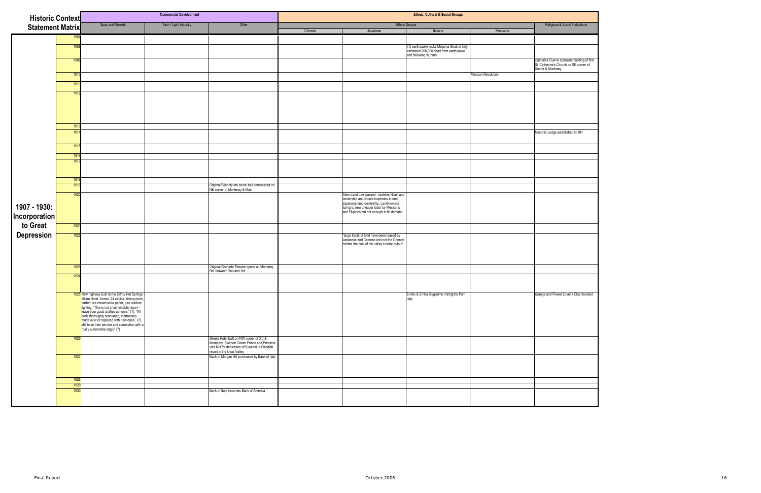| Historic Context Statement Matrix | | Commercial Development | | | Ethnic, Cultural & Social Groups | | | | |
|---|---|---|---|---|---|---|---|---|---|
| | | Spas and Resorts | Tech / Light Industry | Other | Ethnic Groups | | | | Religious & Social Institutions |
| | | | | | Chinese | Japanese | Italians | Mexicans | |
| **1907 - 1930: Incorporation to Great Depression** | 1907 | | | | | | | | |
| | 1908 | | | | | | 7.5 earthquake rocks Messina Strait in Italy, estimated 200,000 dead from earthquake and following tsunami | | |
| | 1909 | | | | | | | | Catherine Dunne sponsors building of first St. Catherine's Church on SE corner of Dunne & Monterey |
| | 1910 | | | | | | | Mexican Revolution | |
| | 1911 | | | | | | | | |
| | 1912 | | | | | | | | |
| | 1913 | | | | | | | | |
| | 1914 | | | | | | | | Masonic Lodge established in MH |
| | 1915 | | | | | | | | |
| | 1916 | | | | | | | | |
| | 1917 | | | | | | | | |
| | 1918 | | | | | | | | |
| | 1919 | | | Original Friendly Inn social hall constructed on NE corner of Monterey & Main | | | | | |
| | 1920 | | | | | Alien Land Law passed - restricts Nisei land ownership and closes loopholes to end Japanese land ownership, Land-owners turing to new cheaper labor by Mexicans and Filipinos but not enough to fill demand | | | |
| | 1921 | | | | | | | | |
| | 1922 | | | | | "large tracts of land have been leased by Japanese and Chinese and not the Oriental control the bulk of the valley's berry output" | | | |
| | 1923 | | | Original Granada Theatre opens on Monterey Rd. between 2nd and 3rd | | | | | |
| | 1924 | | | | | | | | |
| | 1925 | New highway built to the Gilroy Hot Springs - 26-rm Hotel, Annex, 24 cabins, dining room, barber, ice cream/soda parlor, gas outdoor lighting, "This is not a fashionable resort – leave your good clothes at home." (7), "All beds thoroughly renovated, mattresses made over or replaced with new ones." (7), still have train service and connection with a "daily automobile stage" (7) | | | | | Emilio & Emilia Guglielmo immigrate from Italy | | Grange and Flower Lover's Club founded |
| | 1926 | | | Skeels Hotel built on NW corner of 3rd & Monterey, Sweden Crown Prince and Princess visit MH for dedication of Sveadal, a Swedish resort in the Uvas Valley | | | | | |
| | 1927 | | | Bank of Morgan Hill purchased by Bank of Italy | | | | | |
| | 1928 | | | | | | | | |
| | 1929 | | | | | | | | |
| | 1930 | | | Bank of Italy becomes Bank of America | | | | | |

Final Report | October 2006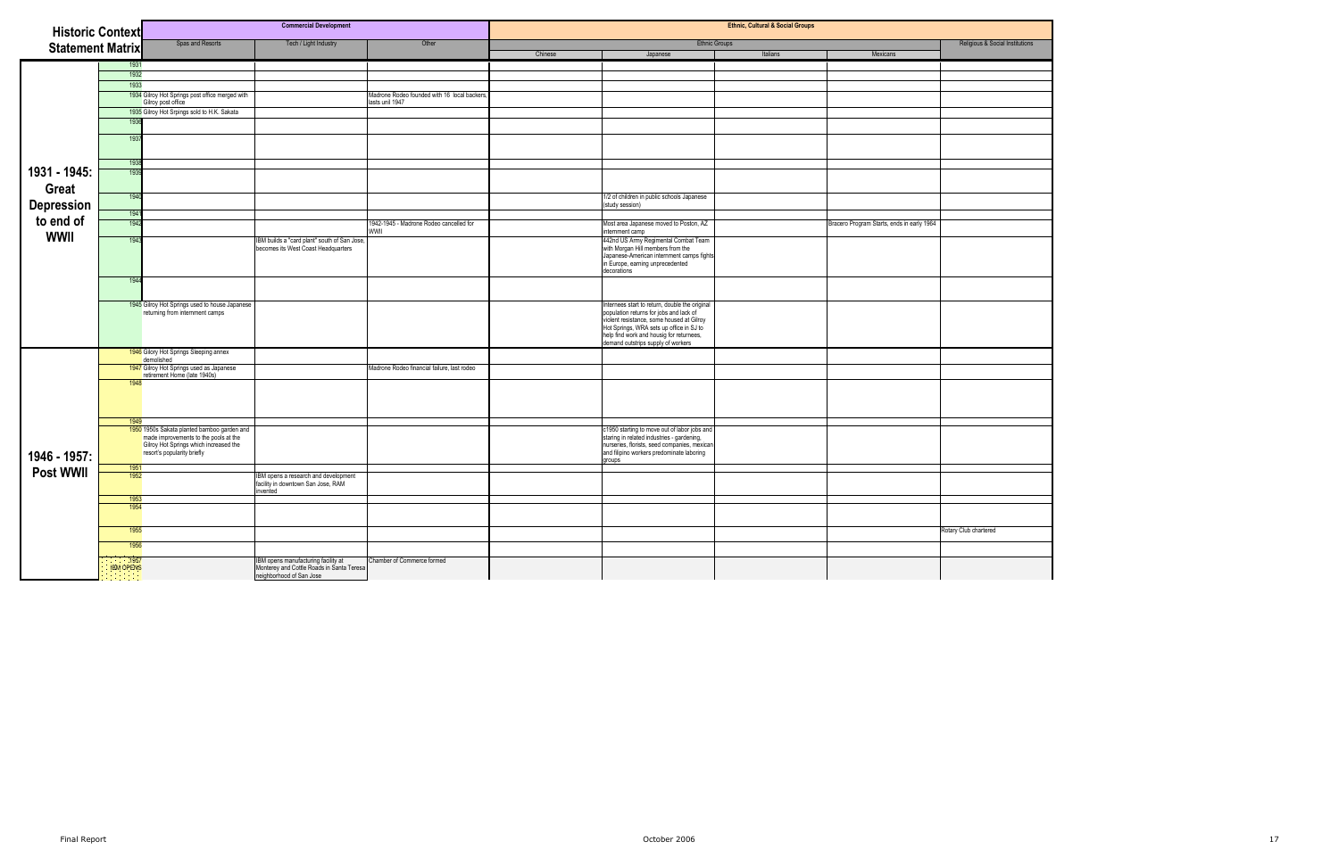| Historic Context Statement Matrix | | Commercial Development | | | Ethnic, Cultural & Social Groups | | | | |
|---|---|---|---|---|---|---|---|---|---|
| | | Spas and Resorts | Tech / Light Industry | Other | Ethnic Groups | | | | Religious & Social Institutions |
| | | | | | Chinese | Japanese | Italians | Mexicans | |
| 1931 - 1945: Great Depression to end of WWII | 1931 | | | | | | | | |
| | 1932 | | | | | | | | |
| | 1933 | | | | | | | | |
| | 1934 | Gilroy Hot Springs post office merged with Gilroy post office | | Madrone Rodeo founded with 16 local backers, lasts unil 1947 | | | | | |
| | 1935 | Gilroy Hot Srpings sold to H.K. Sakata | | | | | | | |
| | 1936 | | | | | | | | |
| | 1937 | | | | | | | | |
| | 1938 | | | | | | | | |
| | 1939 | | | | | | | | |
| | 1940 | | | | | 1/2 of children in public schools Japanese (study session) | | | |
| | 1941 | | | | | | | | |
| | 1942 | | | 1942-1945 - Madrone Rodeo cancelled for WWII | | Most area Japanese moved to Poston, AZ internment camp | | Bracero Program Starts, ends in early 1964 | |
| | 1943 | | IBM builds a "card plant" south of San Jose, becomes its West Coast Headquarters | | | 442nd US Army Regimental Combat Team with Morgan Hill members from the Japanese-American internment camps fights in Europe, earning unprecedented decorations | | | |
| | 1944 | | | | | | | | |
| | 1945 | Gilroy Hot Springs used to house Japanese returning from internment camps | | | | Internees start to return, double the original population returns for jobs and lack of violent resistance, some housed at Gilroy Hot Springs, WRA sets up office in SJ to help find work and housig for returnees, demand outstrips supply of workers | | | |
| 1946 - 1957: Post WWII | 1946 | Gilory Hot Springs Sleeping annex demolished | | | | | | | |
| | 1947 | Gilroy Hot Springs used as Japanese retirement Home (late 1940s) | | Madrone Rodeo financial failure, last rodeo | | | | | |
| | 1948 | | | | | | | | |
| | 1949 | | | | | | | | |
| | 1950 | 1950s Sakata planted bamboo garden and made improvements to the pools at the Gilroy Hot Springs which increased the resort's popularity briefly | | | | c1950 starting to move out of labor jobs and staring in related industries - gardening, nurseries, florists, seed companies, mexican and filipino workers predominate laboring groups | | | |
| | 1951 | | | | | | | | |
| | 1952 | | IBM opens a research and development facility in downtown San Jose, RAM invented | | | | | | |
| | 1953 | | | | | | | | |
| | 1954 | | | | | | | | |
| | 1955 | | | | | | | | Rotary Club chartered |
| | 1956 | | | | | | | | |
| | 1957 IBM OPENS | | IBM opens manufacturing facility at Monterey and Cottle Roads in Santa Teresa neighborhood of San Jose | Chamber of Commerce formed | | | | | |

Final Report

October 2006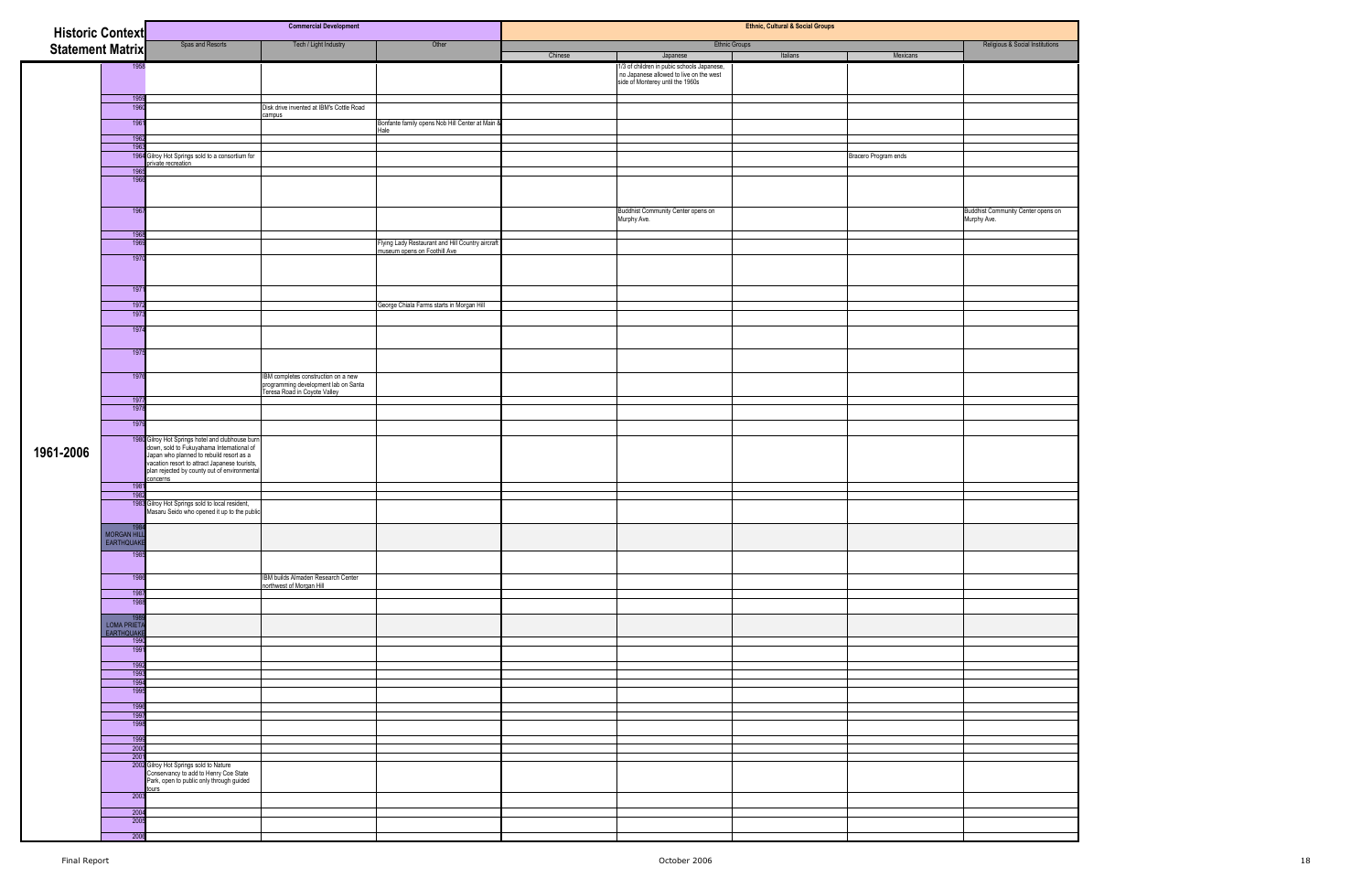| Historic Context Statement Matrix | | Commercial Development | | | Ethnic, Cultural & Social Groups | | | | |
|---|---|---|---|---|---|---|---|---|---|
| | | Spas and Resorts | Tech / Light Industry | Other | Ethnic Groups | | | | Religious & Social Institutions |
| | | | | | Chinese | Japanese | Italians | Mexicans | |
| 1961-2006 | 1958 | | | | | 1/3 of children in pubic schools Japanese, no Japanese allowed to live on the west side of Monterey until the 1960s | | | |
| | 1959 | | | | | | | | |
| | 1960 | | Disk drive invented at IBM's Cottle Road campus | | | | | | |
| | 1961 | | | Bonfante family opens Nob Hill Center at Main & Hale | | | | | |
| | 1962 | | | | | | | | |
| | 1963 | | | | | | | | |
| | 1964 | Gilroy Hot Springs sold to a consortium for private recreation | | | | | | Bracero Program ends | |
| | 1965 | | | | | | | | |
| | 1966 | | | | | | | | |
| | 1967 | | | | | Buddhist Community Center opens on Murphy Ave. | | | Buddhist Community Center opens on Murphy Ave. |
| | 1968 | | | | | | | | |
| | 1969 | | | Flying Lady Restaurant and Hill Country aircraft museum opens on Foothill Ave | | | | | |
| | 1970 | | | | | | | | |
| | 1971 | | | | | | | | |
| | 1972 | | | George Chiala Farms starts in Morgan Hill | | | | | |
| | 1973 | | | | | | | | |
| | 1974 | | | | | | | | |
| | 1975 | | | | | | | | |
| | 1976 | | IBM completes construction on a new programming development lab on Santa Teresa Road in Coyote Valley | | | | | | |
| | 1977 | | | | | | | | |
| | 1978 | | | | | | | | |
| | 1979 | | | | | | | | |
| | 1980 | Gilroy Hot Springs hotel and clubhouse burn down, sold to Fukuyahama International of Japan who planned to rebuild resort as a vacation resort to attract Japanese tourists, plan rejected by county out of environmental concerns | | | | | | | |
| | 1981 | | | | | | | | |
| | 1982 | | | | | | | | |
| | 1983 | Gilroy Hot Springs sold to local resident, Masaru Seido who opened it up to the public | | | | | | | |
| | 1984 MORGAN HILL EARTHQUAKE | | | | | | | | |
| | 1985 | | | | | | | | |
| | 1986 | | IBM builds Almaden Research Center northwest of Morgan Hill | | | | | | |
| | 1987 | | | | | | | | |
| | 1988 | | | | | | | | |
| | 1989 LOMA PRIETA EARTHQUAKE | | | | | | | | |
| | 1990 | | | | | | | | |
| | 1991 | | | | | | | | |
| | 1992 | | | | | | | | |
| | 1993 | | | | | | | | |
| | 1994 | | | | | | | | |
| | 1995 | | | | | | | | |
| | 1996 | | | | | | | | |
| | 1997 | | | | | | | | |
| | 1998 | | | | | | | | |
| | 1999 | | | | | | | | |
| | 2000 | | | | | | | | |
| | 2001 | | | | | | | | |
| | 2002 | Gilroy Hot Springs sold to Nature Conservancy to add to Henry Coe State Park, open to public only through guided tours | | | | | | | |
| | 2003 | | | | | | | | |
| | 2004 | | | | | | | | |
| | 2005 | | | | | | | | |
| | 2006 | | | | | | | | |